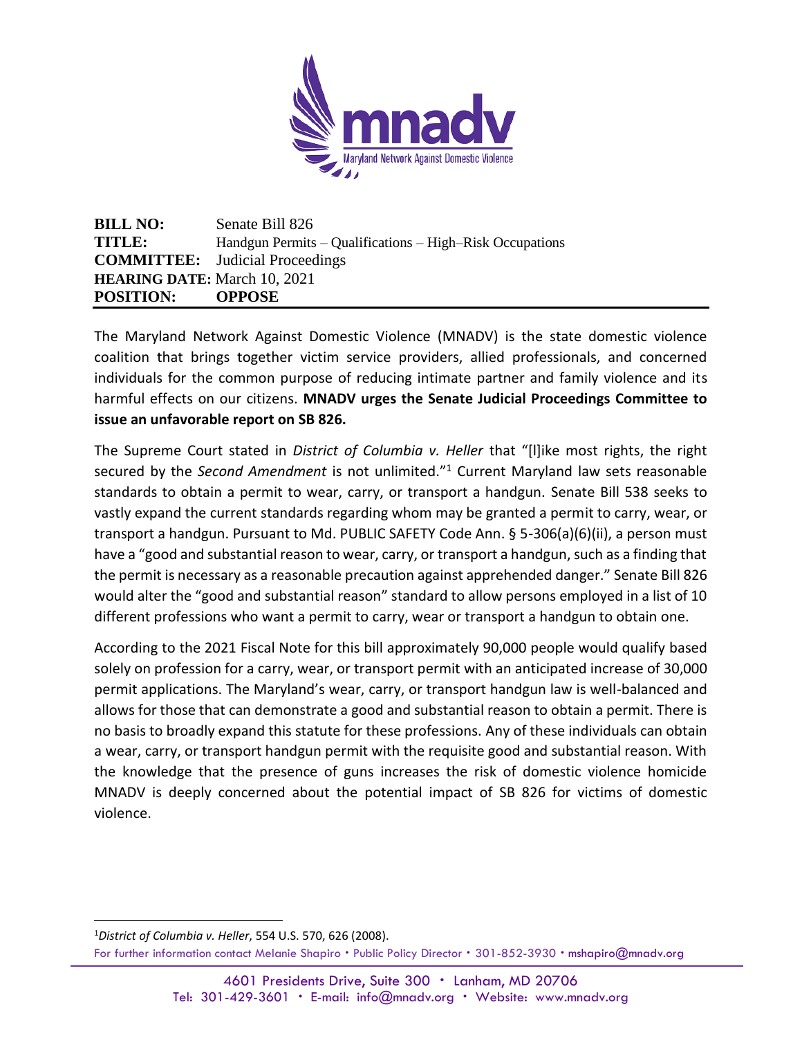mnadv

Maryland Network Against Domestic Violence

| | |
|---|---|
| **BILL NO:** | Senate Bill 826 |
| **TITLE:** | Handgun Permits – Qualifications – High–Risk Occupations |
| **COMMITTEE:** | Judicial Proceedings |
| **HEARING DATE:** | March 10, 2021 |
| **POSITION:** | **OPPOSE** |

The Maryland Network Against Domestic Violence (MNADV) is the state domestic violence coalition that brings together victim service providers, allied professionals, and concerned individuals for the common purpose of reducing intimate partner and family violence and its harmful effects on our citizens. **MNADV urges the Senate Judicial Proceedings Committee to issue an unfavorable report on SB 826.**

The Supreme Court stated in *District of Columbia v. Heller* that "[l]ike most rights, the right secured by the *Second Amendment* is not unlimited."[1] Current Maryland law sets reasonable standards to obtain a permit to wear, carry, or transport a handgun. Senate Bill 538 seeks to vastly expand the current standards regarding whom may be granted a permit to carry, wear, or transport a handgun. Pursuant to Md. PUBLIC SAFETY Code Ann. § 5-306(a)(6)(ii), a person must have a "good and substantial reason to wear, carry, or transport a handgun, such as a finding that the permit is necessary as a reasonable precaution against apprehended danger." Senate Bill 826 would alter the "good and substantial reason" standard to allow persons employed in a list of 10 different professions who want a permit to carry, wear or transport a handgun to obtain one.

According to the 2021 Fiscal Note for this bill approximately 90,000 people would qualify based solely on profession for a carry, wear, or transport permit with an anticipated increase of 30,000 permit applications. The Maryland's wear, carry, or transport handgun law is well-balanced and allows for those that can demonstrate a good and substantial reason to obtain a permit. There is no basis to broadly expand this statute for these professions. Any of these individuals can obtain a wear, carry, or transport handgun permit with the requisite good and substantial reason. With the knowledge that the presence of guns increases the risk of domestic violence homicide MNADV is deeply concerned about the potential impact of SB 826 for victims of domestic violence.

---

[1]*District of Columbia v. Heller*, 554 U.S. 570, 626 (2008).

For further information contact Melanie Shapiro • Public Policy Director • 301-852-3930 • mshapiro@mnadv.org

4601 Presidents Drive, Suite 300 • Lanham, MD 20706
Tel: 301-429-3601 • E-mail: info@mnadv.org • Website: www.mnadv.org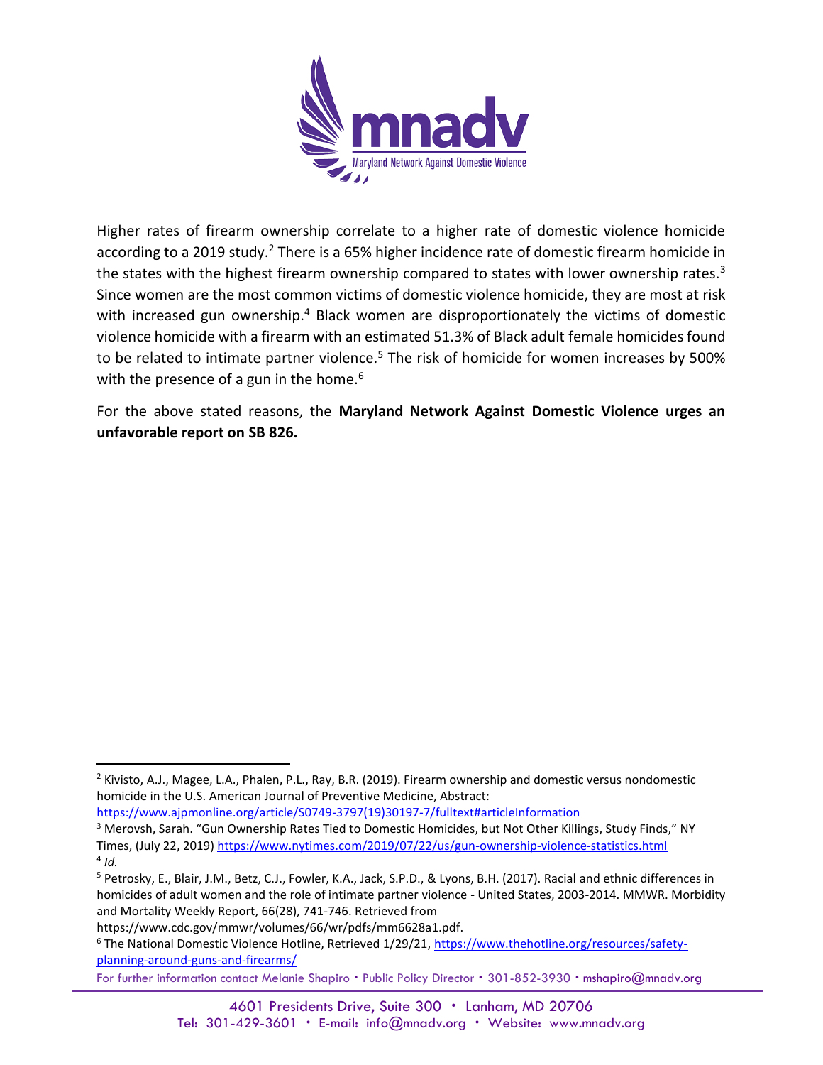Higher rates of firearm ownership correlate to a higher rate of domestic violence homicide according to a 2019 study.[2] There is a 65% higher incidence rate of domestic firearm homicide in the states with the highest firearm ownership compared to states with lower ownership rates.[3] Since women are the most common victims of domestic violence homicide, they are most at risk with increased gun ownership.[4] Black women are disproportionately the victims of domestic violence homicide with a firearm with an estimated 51.3% of Black adult female homicides found to be related to intimate partner violence.[5] The risk of homicide for women increases by 500% with the presence of a gun in the home.[6]

For the above stated reasons, the **Maryland Network Against Domestic Violence urges an unfavorable report on SB 826.**

---

[2] Kivisto, A.J., Magee, L.A., Phalen, P.L., Ray, B.R. (2019). Firearm ownership and domestic versus nondomestic homicide in the U.S. American Journal of Preventive Medicine, Abstract: https://www.ajpmonline.org/article/S0749-3797(19)30197-7/fulltext#articleInformation

[3] Merovsh, Sarah. "Gun Ownership Rates Tied to Domestic Homicides, but Not Other Killings, Study Finds," NY Times, (July 22, 2019) https://www.nytimes.com/2019/07/22/us/gun-ownership-violence-statistics.html

[4] *Id.*

[5] Petrosky, E., Blair, J.M., Betz, C.J., Fowler, K.A., Jack, S.P.D., & Lyons, B.H. (2017). Racial and ethnic differences in homicides of adult women and the role of intimate partner violence - United States, 2003-2014. MMWR. Morbidity and Mortality Weekly Report, 66(28), 741-746. Retrieved from https://www.cdc.gov/mmwr/volumes/66/wr/pdfs/mm6628a1.pdf.

[6] The National Domestic Violence Hotline, Retrieved 1/29/21, https://www.thehotline.org/resources/safety-planning-around-guns-and-firearms/

For further information contact Melanie Shapiro • Public Policy Director • 301-852-3930 • mshapiro@mnadv.org